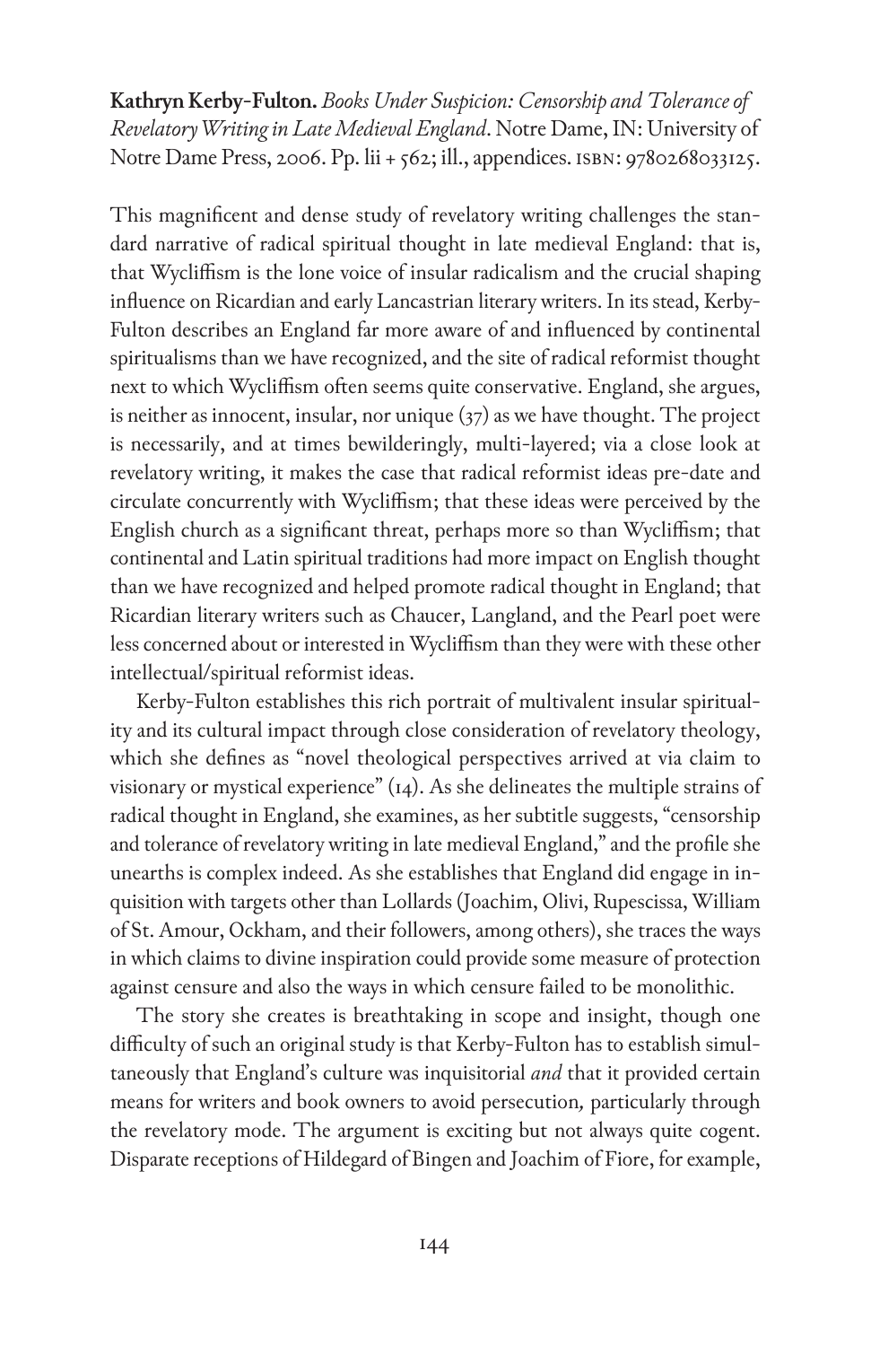**Kathryn Kerby-Fulton.** *Books Under Suspicion: Censorship and Tolerance of Revelatory Writing in Late Medieval England*. Notre Dame, IN: University of Notre Dame Press, 2006. Pp. lii + 562; ill., appendices. ISBN: 9780268033125.

This magnificent and dense study of revelatory writing challenges the standard narrative of radical spiritual thought in late medieval England: that is, that Wycliffism is the lone voice of insular radicalism and the crucial shaping influence on Ricardian and early Lancastrian literary writers. In its stead, Kerby-Fulton describes an England far more aware of and influenced by continental spiritualisms than we have recognized, and the site of radical reformist thought next to which Wycliffism often seems quite conservative. England, she argues, is neither as innocent, insular, nor unique (37) as we have thought. The project is necessarily, and at times bewilderingly, multi-layered; via a close look at revelatory writing, it makes the case that radical reformist ideas pre-date and circulate concurrently with Wycliffism; that these ideas were perceived by the English church as a significant threat, perhaps more so than Wycliffism; that continental and Latin spiritual traditions had more impact on English thought than we have recognized and helped promote radical thought in England; that Ricardian literary writers such as Chaucer, Langland, and the Pearl poet were less concerned about or interested in Wycliffism than they were with these other intellectual/spiritual reformist ideas.

Kerby-Fulton establishes this rich portrait of multivalent insular spirituality and its cultural impact through close consideration of revelatory theology, which she defines as "novel theological perspectives arrived at via claim to visionary or mystical experience" (14). As she delineates the multiple strains of radical thought in England, she examines, as her subtitle suggests, "censorship and tolerance of revelatory writing in late medieval England," and the profile she unearths is complex indeed. As she establishes that England did engage in inquisition with targets other than Lollards (Joachim, Olivi, Rupescissa, William of St. Amour, Ockham, and their followers, among others), she traces the ways in which claims to divine inspiration could provide some measure of protection against censure and also the ways in which censure failed to be monolithic.

The story she creates is breathtaking in scope and insight, though one difficulty of such an original study is that Kerby-Fulton has to establish simultaneously that England's culture was inquisitorial *and* that it provided certain means for writers and book owners to avoid persecution, particularly through the revelatory mode. The argument is exciting but not always quite cogent. Disparate receptions of Hildegard of Bingen and Joachim of Fiore, for example,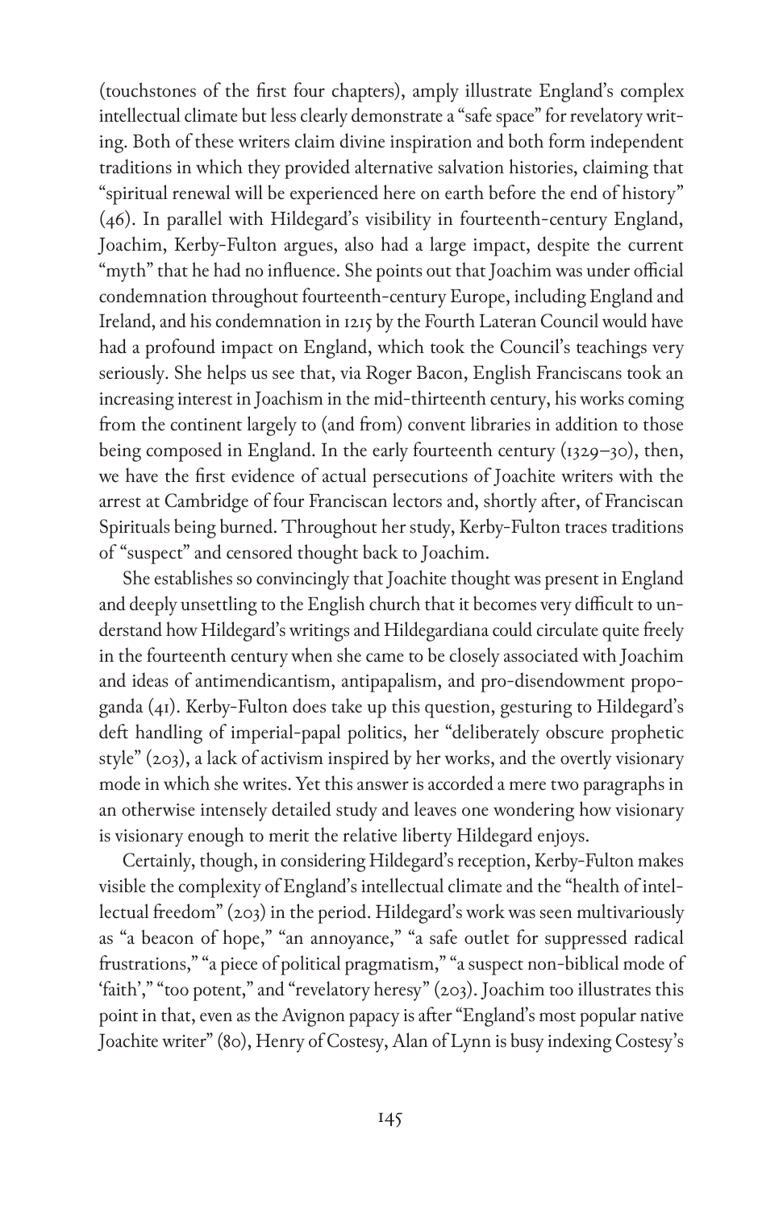(touchstones of the first four chapters), amply illustrate England's complex intellectual climate but less clearly demonstrate a "safe space" for revelatory writing. Both of these writers claim divine inspiration and both form independent traditions in which they provided alternative salvation histories, claiming that "spiritual renewal will be experienced here on earth before the end of history" (46). In parallel with Hildegard's visibility in fourteenth-century England, Joachim, Kerby-Fulton argues, also had a large impact, despite the current "myth" that he had no influence. She points out that Joachim was under official condemnation throughout fourteenth-century Europe, including England and Ireland, and his condemnation in 1215 by the Fourth Lateran Council would have had a profound impact on England, which took the Council's teachings very seriously. She helps us see that, via Roger Bacon, English Franciscans took an increasing interest in Joachism in the mid-thirteenth century, his works coming from the continent largely to (and from) convent libraries in addition to those being composed in England. In the early fourteenth century (1329–30), then, we have the first evidence of actual persecutions of Joachite writers with the arrest at Cambridge of four Franciscan lectors and, shortly after, of Franciscan Spirituals being burned. Throughout her study, Kerby-Fulton traces traditions of "suspect" and censored thought back to Joachim.

She establishes so convincingly that Joachite thought was present in England and deeply unsettling to the English church that it becomes very difficult to understand how Hildegard's writings and Hildegardiana could circulate quite freely in the fourteenth century when she came to be closely associated with Joachim and ideas of antimendicantism, antipapalism, and pro-disendowment propoganda (41). Kerby-Fulton does take up this question, gesturing to Hildegard's deft handling of imperial-papal politics, her "deliberately obscure prophetic style" (203), a lack of activism inspired by her works, and the overtly visionary mode in which she writes. Yet this answer is accorded a mere two paragraphs in an otherwise intensely detailed study and leaves one wondering how visionary is visionary enough to merit the relative liberty Hildegard enjoys.

Certainly, though, in considering Hildegard's reception, Kerby-Fulton makes visible the complexity of England's intellectual climate and the "health of intellectual freedom" (203) in the period. Hildegard's work was seen multivariously as "a beacon of hope," "an annoyance," "a safe outlet for suppressed radical frustrations," "a piece of political pragmatism," "a suspect non-biblical mode of 'faith'," "too potent," and "revelatory heresy" (203). Joachim too illustrates this point in that, even as the Avignon papacy is after "England's most popular native Joachite writer" (80), Henry of Costesy, Alan of Lynn is busy indexing Costesy's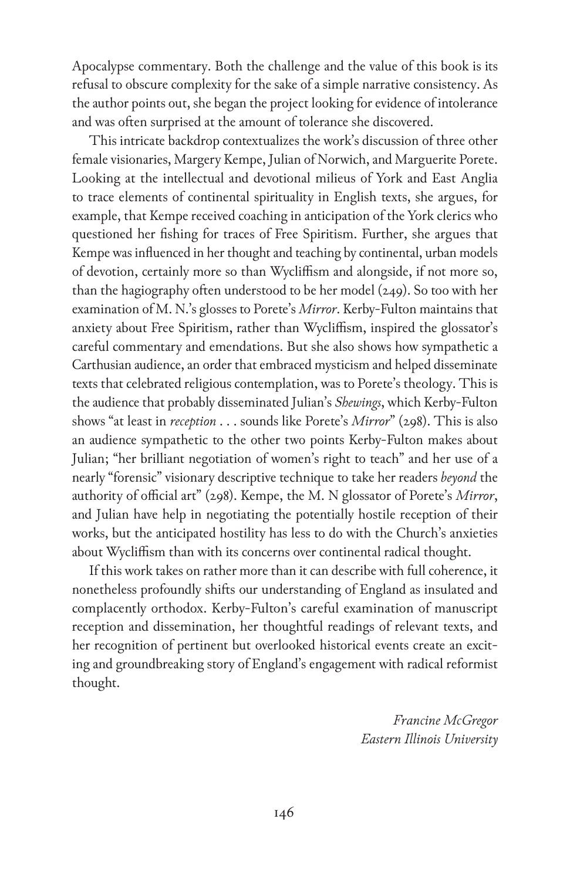Apocalypse commentary. Both the challenge and the value of this book is its refusal to obscure complexity for the sake of a simple narrative consistency. As the author points out, she began the project looking for evidence of intolerance and was often surprised at the amount of tolerance she discovered.

This intricate backdrop contextualizes the work's discussion of three other female visionaries, Margery Kempe, Julian of Norwich, and Marguerite Porete. Looking at the intellectual and devotional milieus of York and East Anglia to trace elements of continental spirituality in English texts, she argues, for example, that Kempe received coaching in anticipation of the York clerics who questioned her fishing for traces of Free Spiritism. Further, she argues that Kempe was influenced in her thought and teaching by continental, urban models of devotion, certainly more so than Wycliffism and alongside, if not more so, than the hagiography often understood to be her model (249). So too with her examination of M. N.'s glosses to Porete's *Mirror*. Kerby-Fulton maintains that anxiety about Free Spiritism, rather than Wycliffism, inspired the glossator's careful commentary and emendations. But she also shows how sympathetic a Carthusian audience, an order that embraced mysticism and helped disseminate texts that celebrated religious contemplation, was to Porete's theology. This is the audience that probably disseminated Julian's *Shewings*, which Kerby-Fulton shows "at least in *reception* . . . sounds like Porete's *Mirror*" (298). This is also an audience sympathetic to the other two points Kerby-Fulton makes about Julian; "her brilliant negotiation of women's right to teach" and her use of a nearly "forensic" visionary descriptive technique to take her readers *beyond* the authority of official art" (298). Kempe, the M. N glossator of Porete's *Mirror*, and Julian have help in negotiating the potentially hostile reception of their works, but the anticipated hostility has less to do with the Church's anxieties about Wycliffism than with its concerns over continental radical thought.

If this work takes on rather more than it can describe with full coherence, it nonetheless profoundly shifts our understanding of England as insulated and complacently orthodox. Kerby-Fulton's careful examination of manuscript reception and dissemination, her thoughtful readings of relevant texts, and her recognition of pertinent but overlooked historical events create an exciting and groundbreaking story of England's engagement with radical reformist thought.

*Francine McGregor*
*Eastern Illinois University*